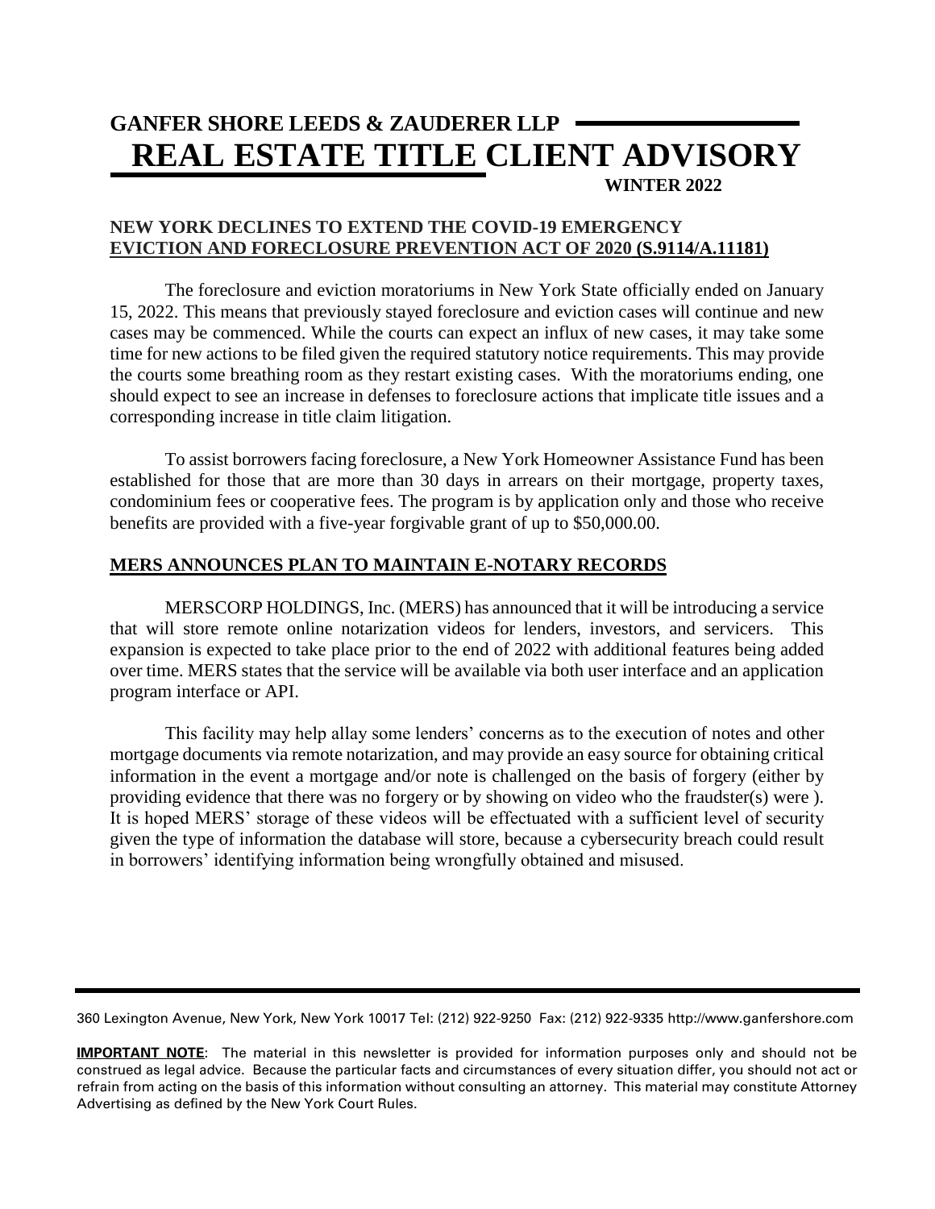# GANFER SHORE LEEDS & ZAUDERER LLP

# REAL ESTATE TITLE CLIENT ADVISORY

**WINTER 2022**

## NEW YORK DECLINES TO EXTEND THE COVID-19 EMERGENCY EVICTION AND FORECLOSURE PREVENTION ACT OF 2020 (S.9114/A.11181)

The foreclosure and eviction moratoriums in New York State officially ended on January 15, 2022. This means that previously stayed foreclosure and eviction cases will continue and new cases may be commenced. While the courts can expect an influx of new cases, it may take some time for new actions to be filed given the required statutory notice requirements. This may provide the courts some breathing room as they restart existing cases. With the moratoriums ending, one should expect to see an increase in defenses to foreclosure actions that implicate title issues and a corresponding increase in title claim litigation.

To assist borrowers facing foreclosure, a New York Homeowner Assistance Fund has been established for those that are more than 30 days in arrears on their mortgage, property taxes, condominium fees or cooperative fees. The program is by application only and those who receive benefits are provided with a five-year forgivable grant of up to $50,000.00.

## MERS ANNOUNCES PLAN TO MAINTAIN E-NOTARY RECORDS

MERSCORP HOLDINGS, Inc. (MERS) has announced that it will be introducing a service that will store remote online notarization videos for lenders, investors, and servicers. This expansion is expected to take place prior to the end of 2022 with additional features being added over time. MERS states that the service will be available via both user interface and an application program interface or API.

This facility may help allay some lenders' concerns as to the execution of notes and other mortgage documents via remote notarization, and may provide an easy source for obtaining critical information in the event a mortgage and/or note is challenged on the basis of forgery (either by providing evidence that there was no forgery or by showing on video who the fraudster(s) were ). It is hoped MERS' storage of these videos will be effectuated with a sufficient level of security given the type of information the database will store, because a cybersecurity breach could result in borrowers' identifying information being wrongfully obtained and misused.

360 Lexington Avenue, New York, New York 10017 Tel: (212) 922-9250 Fax: (212) 922-9335 http://www.ganfershore.com

**IMPORTANT NOTE**: The material in this newsletter is provided for information purposes only and should not be construed as legal advice. Because the particular facts and circumstances of every situation differ, you should not act or refrain from acting on the basis of this information without consulting an attorney. This material may constitute Attorney Advertising as defined by the New York Court Rules.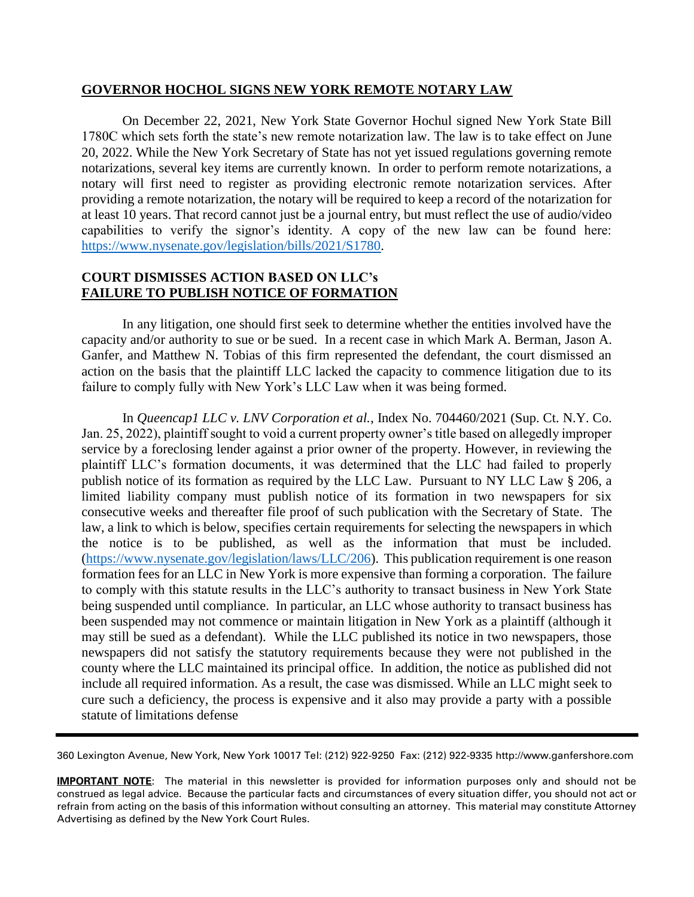## GOVERNOR HOCHOL SIGNS NEW YORK REMOTE NOTARY LAW

On December 22, 2021, New York State Governor Hochul signed New York State Bill 1780C which sets forth the state's new remote notarization law. The law is to take effect on June 20, 2022. While the New York Secretary of State has not yet issued regulations governing remote notarizations, several key items are currently known. In order to perform remote notarizations, a notary will first need to register as providing electronic remote notarization services. After providing a remote notarization, the notary will be required to keep a record of the notarization for at least 10 years. That record cannot just be a journal entry, but must reflect the use of audio/video capabilities to verify the signor's identity. A copy of the new law can be found here: https://www.nysenate.gov/legislation/bills/2021/S1780.

## COURT DISMISSES ACTION BASED ON LLC's FAILURE TO PUBLISH NOTICE OF FORMATION

In any litigation, one should first seek to determine whether the entities involved have the capacity and/or authority to sue or be sued. In a recent case in which Mark A. Berman, Jason A. Ganfer, and Matthew N. Tobias of this firm represented the defendant, the court dismissed an action on the basis that the plaintiff LLC lacked the capacity to commence litigation due to its failure to comply fully with New York's LLC Law when it was being formed.

In *Queencap1 LLC v. LNV Corporation et al.*, Index No. 704460/2021 (Sup. Ct. N.Y. Co. Jan. 25, 2022), plaintiff sought to void a current property owner's title based on allegedly improper service by a foreclosing lender against a prior owner of the property. However, in reviewing the plaintiff LLC's formation documents, it was determined that the LLC had failed to properly publish notice of its formation as required by the LLC Law. Pursuant to NY LLC Law § 206, a limited liability company must publish notice of its formation in two newspapers for six consecutive weeks and thereafter file proof of such publication with the Secretary of State. The law, a link to which is below, specifies certain requirements for selecting the newspapers in which the notice is to be published, as well as the information that must be included. (https://www.nysenate.gov/legislation/laws/LLC/206). This publication requirement is one reason formation fees for an LLC in New York is more expensive than forming a corporation. The failure to comply with this statute results in the LLC's authority to transact business in New York State being suspended until compliance. In particular, an LLC whose authority to transact business has been suspended may not commence or maintain litigation in New York as a plaintiff (although it may still be sued as a defendant). While the LLC published its notice in two newspapers, those newspapers did not satisfy the statutory requirements because they were not published in the county where the LLC maintained its principal office. In addition, the notice as published did not include all required information. As a result, the case was dismissed. While an LLC might seek to cure such a deficiency, the process is expensive and it also may provide a party with a possible statute of limitations defense

---

360 Lexington Avenue, New York, New York 10017 Tel: (212) 922-9250 Fax: (212) 922-9335 http://www.ganfershore.com

**IMPORTANT NOTE**: The material in this newsletter is provided for information purposes only and should not be construed as legal advice. Because the particular facts and circumstances of every situation differ, you should not act or refrain from acting on the basis of this information without consulting an attorney. This material may constitute Attorney Advertising as defined by the New York Court Rules.